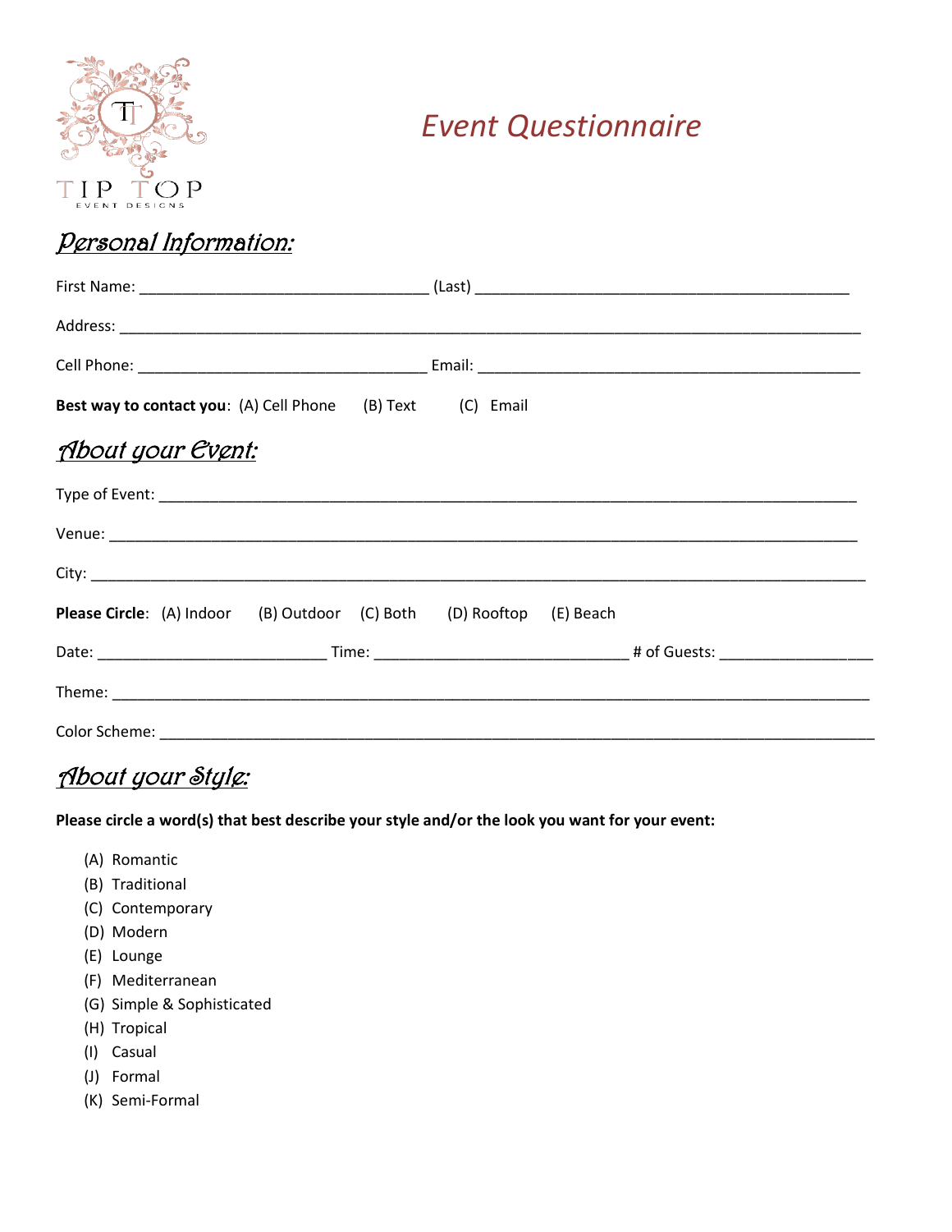TIP TOP
EVENT DESIGNS

# *Event Questionnaire*

## Personal Information:

First Name: ________________________________ (Last) ________________________________________

Address: ________________________________________________________________________________

Cell Phone: ________________________________ Email: ________________________________________

**Best way to contact you**: (A) Cell Phone (B) Text (C) Email

## About your Event:

Type of Event: ___________________________________________________________________________

Venue: _________________________________________________________________________________

City: ___________________________________________________________________________________

**Please Circle**: (A) Indoor (B) Outdoor (C) Both (D) Rooftop (E) Beach

Date: _________________________ Time: ___________________________ # of Guests: _________________

Theme: _________________________________________________________________________________

Color Scheme: ___________________________________________________________________________

## About your Style:

**Please circle a word(s) that best describe your style and/or the look you want for your event:**

(A) Romantic
(B) Traditional
(C) Contemporary
(D) Modern
(E) Lounge
(F) Mediterranean
(G) Simple & Sophisticated
(H) Tropical
(I) Casual
(J) Formal
(K) Semi-Formal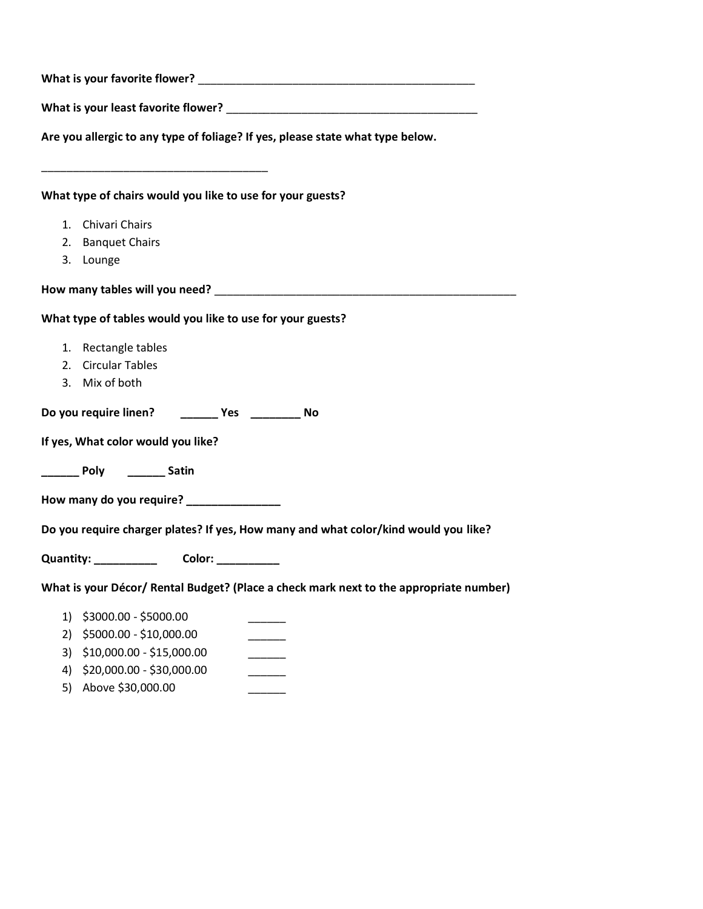**What is your favorite flower?** ______________________________________________

**What is your least favorite flower?** __________________________________________

**Are you allergic to any type of foliage? If yes, please state what type below.**

______________________________________

**What type of chairs would you like to use for your guests?**

1. Chivari Chairs
2. Banquet Chairs
3. Lounge

**How many tables will you need?** __________________________________________________

**What type of tables would you like to use for your guests?**

1. Rectangle tables
2. Circular Tables
3. Mix of both

**Do you require linen?** ______ **Yes** ________ **No**

**If yes, What color would you like?**

______ **Poly** ______ **Satin**

**How many do you require?** _______________

**Do you require charger plates? If yes, How many and what color/kind would you like?**

**Quantity:** __________ **Color:** __________

**What is your Décor/ Rental Budget? (Place a check mark next to the appropriate number)**

1) $3000.00 - $5000.00 ______
2) $5000.00 - $10,000.00 ______
3) $10,000.00 - $15,000.00 ______
4) $20,000.00 - $30,000.00 ______
5) Above $30,000.00 ______